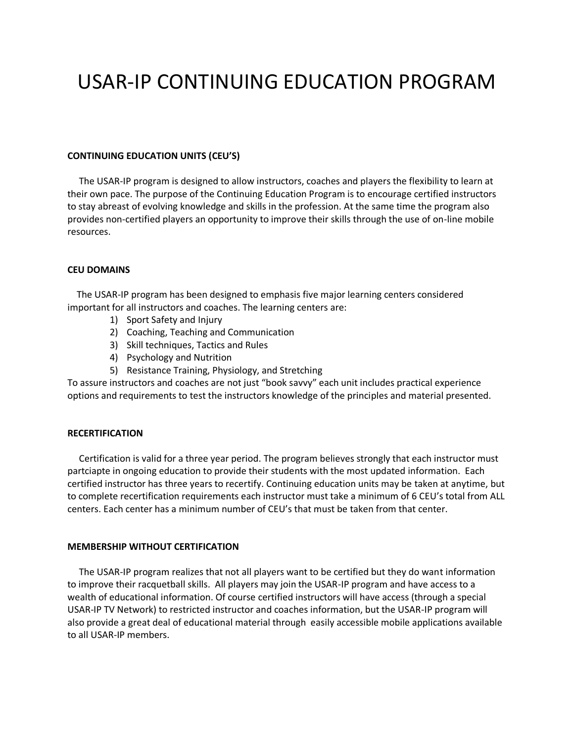# USAR-IP CONTINUING EDUCATION PROGRAM

**CONTINUING EDUCATION UNITS (CEU'S)**

The USAR-IP program is designed to allow instructors, coaches and players the flexibility to learn at their own pace. The purpose of the Continuing Education Program is to encourage certified instructors to stay abreast of evolving knowledge and skills in the profession. At the same time the program also provides non-certified players an opportunity to improve their skills through the use of on-line mobile resources.

**CEU DOMAINS**

The USAR-IP program has been designed to emphasis five major learning centers considered important for all instructors and coaches. The learning centers are:

1) Sport Safety and Injury
2) Coaching, Teaching and Communication
3) Skill techniques, Tactics and Rules
4) Psychology and Nutrition
5) Resistance Training, Physiology, and Stretching

To assure instructors and coaches are not just "book savvy" each unit includes practical experience options and requirements to test the instructors knowledge of the principles and material presented.

**RECERTIFICATION**

Certification is valid for a three year period. The program believes strongly that each instructor must partciapte in ongoing education to provide their students with the most updated information. Each certified instructor has three years to recertify. Continuing education units may be taken at anytime, but to complete recertification requirements each instructor must take a minimum of 6 CEU's total from ALL centers. Each center has a minimum number of CEU's that must be taken from that center.

**MEMBERSHIP WITHOUT CERTIFICATION**

The USAR-IP program realizes that not all players want to be certified but they do want information to improve their racquetball skills. All players may join the USAR-IP program and have access to a wealth of educational information. Of course certified instructors will have access (through a special USAR-IP TV Network) to restricted instructor and coaches information, but the USAR-IP program will also provide a great deal of educational material through easily accessible mobile applications available to all USAR-IP members.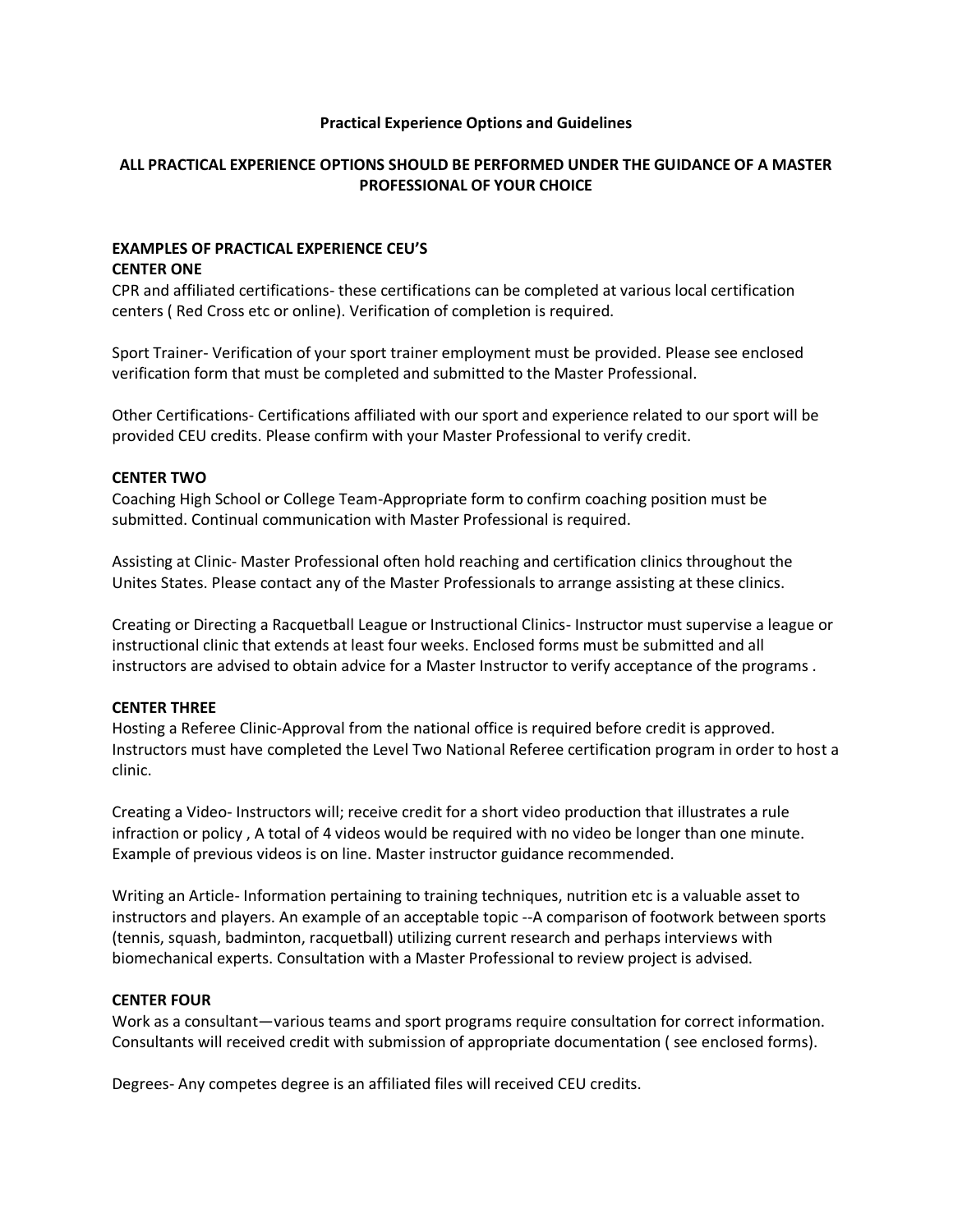**Practical Experience Options and Guidelines**

**ALL PRACTICAL EXPERIENCE OPTIONS SHOULD BE PERFORMED UNDER THE GUIDANCE OF A MASTER PROFESSIONAL OF YOUR CHOICE**

**EXAMPLES OF PRACTICAL EXPERIENCE CEU'S**

**CENTER ONE**

CPR and affiliated certifications- these certifications can be completed at various local certification centers ( Red Cross etc or online). Verification of completion is required.

Sport Trainer- Verification of your sport trainer employment must be provided. Please see enclosed verification form that must be completed and submitted to the Master Professional.

Other Certifications- Certifications affiliated with our sport and experience related to our sport will be provided CEU credits. Please confirm with your Master Professional to verify credit.

**CENTER TWO**

Coaching High School or College Team-Appropriate form to confirm coaching position must be submitted. Continual communication with Master Professional is required.

Assisting at Clinic- Master Professional often hold reaching and certification clinics throughout the Unites States. Please contact any of the Master Professionals to arrange assisting at these clinics.

Creating or Directing a Racquetball League or Instructional Clinics- Instructor must supervise a league or instructional clinic that extends at least four weeks. Enclosed forms must be submitted and all instructors are advised to obtain advice for a Master Instructor to verify acceptance of the programs .

**CENTER THREE**

Hosting a Referee Clinic-Approval from the national office is required before credit is approved. Instructors must have completed the Level Two National Referee certification program in order to host a clinic.

Creating a Video- Instructors will; receive credit for a short video production that illustrates a rule infraction or policy , A total of 4 videos would be required with no video be longer than one minute. Example of previous videos is on line. Master instructor guidance recommended.

Writing an Article- Information pertaining to training techniques, nutrition etc is a valuable asset to instructors and players. An example of an acceptable topic --A comparison of footwork between sports (tennis, squash, badminton, racquetball) utilizing current research and perhaps interviews with biomechanical experts. Consultation with a Master Professional to review project is advised.

**CENTER FOUR**

Work as a consultant—various teams and sport programs require consultation for correct information. Consultants will received credit with submission of appropriate documentation ( see enclosed forms).

Degrees- Any competes degree is an affiliated files will received CEU credits.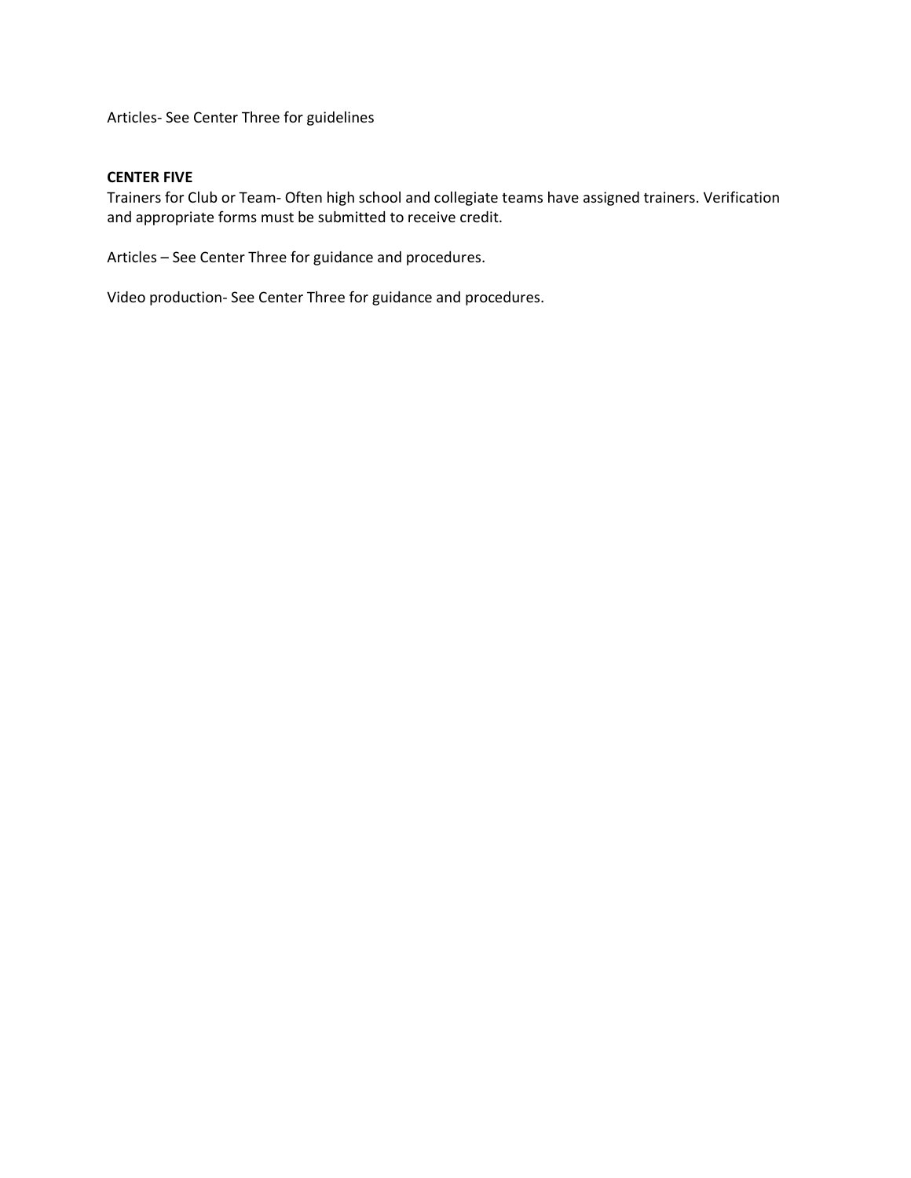Articles- See Center Three for guidelines

**CENTER FIVE**

Trainers for Club or Team- Often high school and collegiate teams have assigned trainers. Verification and appropriate forms must be submitted to receive credit.

Articles – See Center Three for guidance and procedures.

Video production- See Center Three for guidance and procedures.